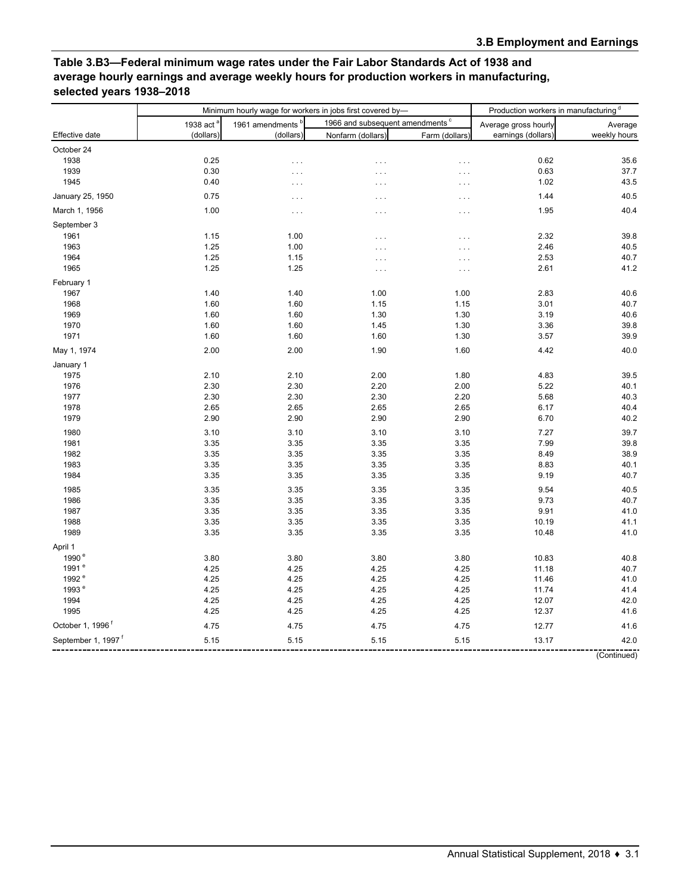## Table 3.B3—Federal minimum wage rates under the Fair Labor Standards Act of 1938 and average hourly earnings and average weekly hours for production workers in manufacturing, selected years 1938–2018

| | Minimum hourly wage for workers in jobs first covered by— | | | | Production workers in manufacturing [d] | |
|---|---|---|---|---|---|---|
| | | | 1966 and subsequent amendments [c] | | | |
| Effective date | 1938 act [a] (dollars) | 1961 amendments [b] (dollars) | Nonfarm (dollars) | Farm (dollars) | Average gross hourly earnings (dollars) | Average weekly hours |
| October 24 | | | | | | |
| 1938 | 0.25 | . . . | . . . | . . . | 0.62 | 35.6 |
| 1939 | 0.30 | . . . | . . . | . . . | 0.63 | 37.7 |
| 1945 | 0.40 | . . . | . . . | . . . | 1.02 | 43.5 |
| January 25, 1950 | 0.75 | . . . | . . . | . . . | 1.44 | 40.5 |
| March 1, 1956 | 1.00 | . . . | . . . | . . . | 1.95 | 40.4 |
| September 3 | | | | | | |
| 1961 | 1.15 | 1.00 | . . . | . . . | 2.32 | 39.8 |
| 1963 | 1.25 | 1.00 | . . . | . . . | 2.46 | 40.5 |
| 1964 | 1.25 | 1.15 | . . . | . . . | 2.53 | 40.7 |
| 1965 | 1.25 | 1.25 | . . . | . . . | 2.61 | 41.2 |
| February 1 | | | | | | |
| 1967 | 1.40 | 1.40 | 1.00 | 1.00 | 2.83 | 40.6 |
| 1968 | 1.60 | 1.60 | 1.15 | 1.15 | 3.01 | 40.7 |
| 1969 | 1.60 | 1.60 | 1.30 | 1.30 | 3.19 | 40.6 |
| 1970 | 1.60 | 1.60 | 1.45 | 1.30 | 3.36 | 39.8 |
| 1971 | 1.60 | 1.60 | 1.60 | 1.30 | 3.57 | 39.9 |
| May 1, 1974 | 2.00 | 2.00 | 1.90 | 1.60 | 4.42 | 40.0 |
| January 1 | | | | | | |
| 1975 | 2.10 | 2.10 | 2.00 | 1.80 | 4.83 | 39.5 |
| 1976 | 2.30 | 2.30 | 2.20 | 2.00 | 5.22 | 40.1 |
| 1977 | 2.30 | 2.30 | 2.30 | 2.20 | 5.68 | 40.3 |
| 1978 | 2.65 | 2.65 | 2.65 | 2.65 | 6.17 | 40.4 |
| 1979 | 2.90 | 2.90 | 2.90 | 2.90 | 6.70 | 40.2 |
| 1980 | 3.10 | 3.10 | 3.10 | 3.10 | 7.27 | 39.7 |
| 1981 | 3.35 | 3.35 | 3.35 | 3.35 | 7.99 | 39.8 |
| 1982 | 3.35 | 3.35 | 3.35 | 3.35 | 8.49 | 38.9 |
| 1983 | 3.35 | 3.35 | 3.35 | 3.35 | 8.83 | 40.1 |
| 1984 | 3.35 | 3.35 | 3.35 | 3.35 | 9.19 | 40.7 |
| 1985 | 3.35 | 3.35 | 3.35 | 3.35 | 9.54 | 40.5 |
| 1986 | 3.35 | 3.35 | 3.35 | 3.35 | 9.73 | 40.7 |
| 1987 | 3.35 | 3.35 | 3.35 | 3.35 | 9.91 | 41.0 |
| 1988 | 3.35 | 3.35 | 3.35 | 3.35 | 10.19 | 41.1 |
| 1989 | 3.35 | 3.35 | 3.35 | 3.35 | 10.48 | 41.0 |
| April 1 | | | | | | |
| 1990 [e] | 3.80 | 3.80 | 3.80 | 3.80 | 10.83 | 40.8 |
| 1991 [e] | 4.25 | 4.25 | 4.25 | 4.25 | 11.18 | 40.7 |
| 1992 [e] | 4.25 | 4.25 | 4.25 | 4.25 | 11.46 | 41.0 |
| 1993 [e] | 4.25 | 4.25 | 4.25 | 4.25 | 11.74 | 41.4 |
| 1994 | 4.25 | 4.25 | 4.25 | 4.25 | 12.07 | 42.0 |
| 1995 | 4.25 | 4.25 | 4.25 | 4.25 | 12.37 | 41.6 |
| October 1, 1996 [f] | 4.75 | 4.75 | 4.75 | 4.75 | 12.77 | 41.6 |
| September 1, 1997 [f] | 5.15 | 5.15 | 5.15 | 5.15 | 13.17 | 42.0 |

(Continued)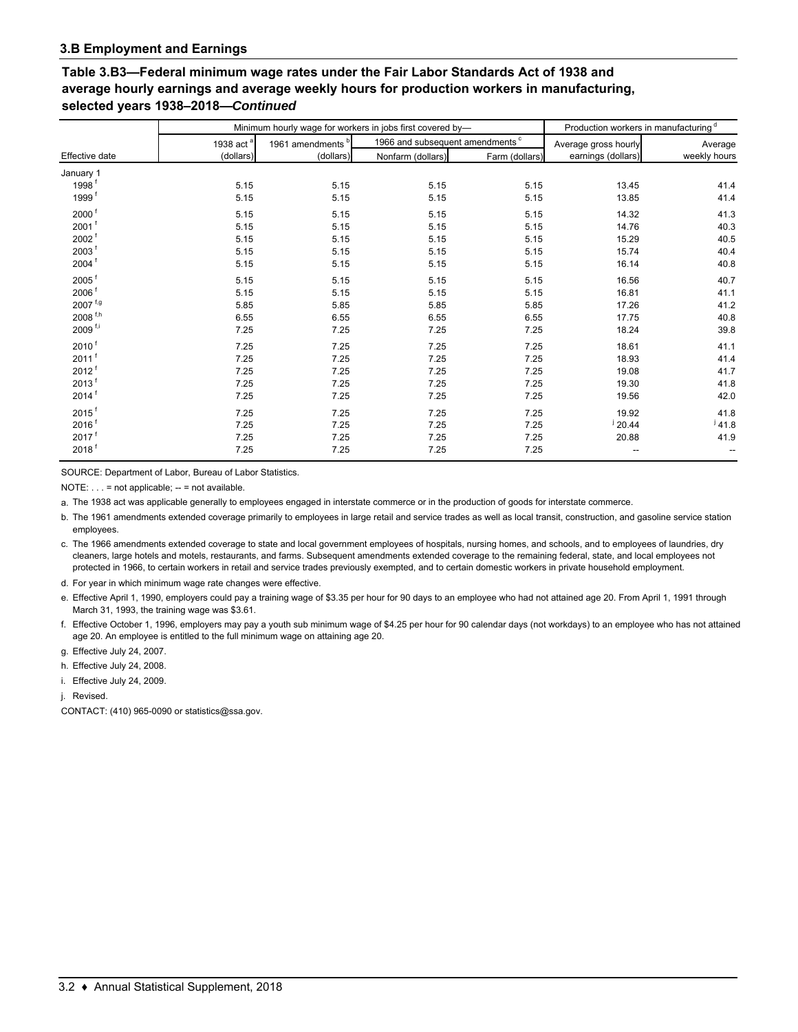### 3.B Employment and Earnings

**Table 3.B3—Federal minimum wage rates under the Fair Labor Standards Act of 1938 and average hourly earnings and average weekly hours for production workers in manufacturing, selected years 1938–2018—*Continued***

| Effective date | Minimum hourly wage for workers in jobs first covered by— | | | | Production workers in manufacturing [d] | |
|---|---|---|---|---|---|---|
| | 1938 act [a] (dollars) | 1961 amendments [b] (dollars) | 1966 and subsequent amendments [c] | | Average gross hourly earnings (dollars) | Average weekly hours |
| | | | Nonfarm (dollars) | Farm (dollars) | | |
| January 1 | | | | | | |
| 1998 [f] | 5.15 | 5.15 | 5.15 | 5.15 | 13.45 | 41.4 |
| 1999 [f] | 5.15 | 5.15 | 5.15 | 5.15 | 13.85 | 41.4 |
| 2000 [f] | 5.15 | 5.15 | 5.15 | 5.15 | 14.32 | 41.3 |
| 2001 [f] | 5.15 | 5.15 | 5.15 | 5.15 | 14.76 | 40.3 |
| 2002 [f] | 5.15 | 5.15 | 5.15 | 5.15 | 15.29 | 40.5 |
| 2003 [f] | 5.15 | 5.15 | 5.15 | 5.15 | 15.74 | 40.4 |
| 2004 [f] | 5.15 | 5.15 | 5.15 | 5.15 | 16.14 | 40.8 |
| 2005 [f] | 5.15 | 5.15 | 5.15 | 5.15 | 16.56 | 40.7 |
| 2006 [f] | 5.15 | 5.15 | 5.15 | 5.15 | 16.81 | 41.1 |
| 2007 [f,g] | 5.85 | 5.85 | 5.85 | 5.85 | 17.26 | 41.2 |
| 2008 [f,h] | 6.55 | 6.55 | 6.55 | 6.55 | 17.75 | 40.8 |
| 2009 [f,i] | 7.25 | 7.25 | 7.25 | 7.25 | 18.24 | 39.8 |
| 2010 [f] | 7.25 | 7.25 | 7.25 | 7.25 | 18.61 | 41.1 |
| 2011 [f] | 7.25 | 7.25 | 7.25 | 7.25 | 18.93 | 41.4 |
| 2012 [f] | 7.25 | 7.25 | 7.25 | 7.25 | 19.08 | 41.7 |
| 2013 [f] | 7.25 | 7.25 | 7.25 | 7.25 | 19.30 | 41.8 |
| 2014 [f] | 7.25 | 7.25 | 7.25 | 7.25 | 19.56 | 42.0 |
| 2015 [f] | 7.25 | 7.25 | 7.25 | 7.25 | 19.92 | 41.8 |
| 2016 [f] | 7.25 | 7.25 | 7.25 | 7.25 | [j] 20.44 | [j] 41.8 |
| 2017 [f] | 7.25 | 7.25 | 7.25 | 7.25 | 20.88 | 41.9 |
| 2018 [f] | 7.25 | 7.25 | 7.25 | 7.25 | -- | -- |

SOURCE: Department of Labor, Bureau of Labor Statistics.

NOTE: . . . = not applicable; -- = not available.

a. The 1938 act was applicable generally to employees engaged in interstate commerce or in the production of goods for interstate commerce.

b. The 1961 amendments extended coverage primarily to employees in large retail and service trades as well as local transit, construction, and gasoline service station employees.

c. The 1966 amendments extended coverage to state and local government employees of hospitals, nursing homes, and schools, and to employees of laundries, dry cleaners, large hotels and motels, restaurants, and farms. Subsequent amendments extended coverage to the remaining federal, state, and local employees not protected in 1966, to certain workers in retail and service trades previously exempted, and to certain domestic workers in private household employment.

d. For year in which minimum wage rate changes were effective.

e. Effective April 1, 1990, employers could pay a training wage of $3.35 per hour for 90 days to an employee who had not attained age 20. From April 1, 1991 through March 31, 1993, the training wage was $3.61.

f. Effective October 1, 1996, employers may pay a youth sub minimum wage of $4.25 per hour for 90 calendar days (not workdays) to an employee who has not attained age 20. An employee is entitled to the full minimum wage on attaining age 20.

g. Effective July 24, 2007.

h. Effective July 24, 2008.

i. Effective July 24, 2009.

j. Revised.

CONTACT: (410) 965-0090 or statistics@ssa.gov.